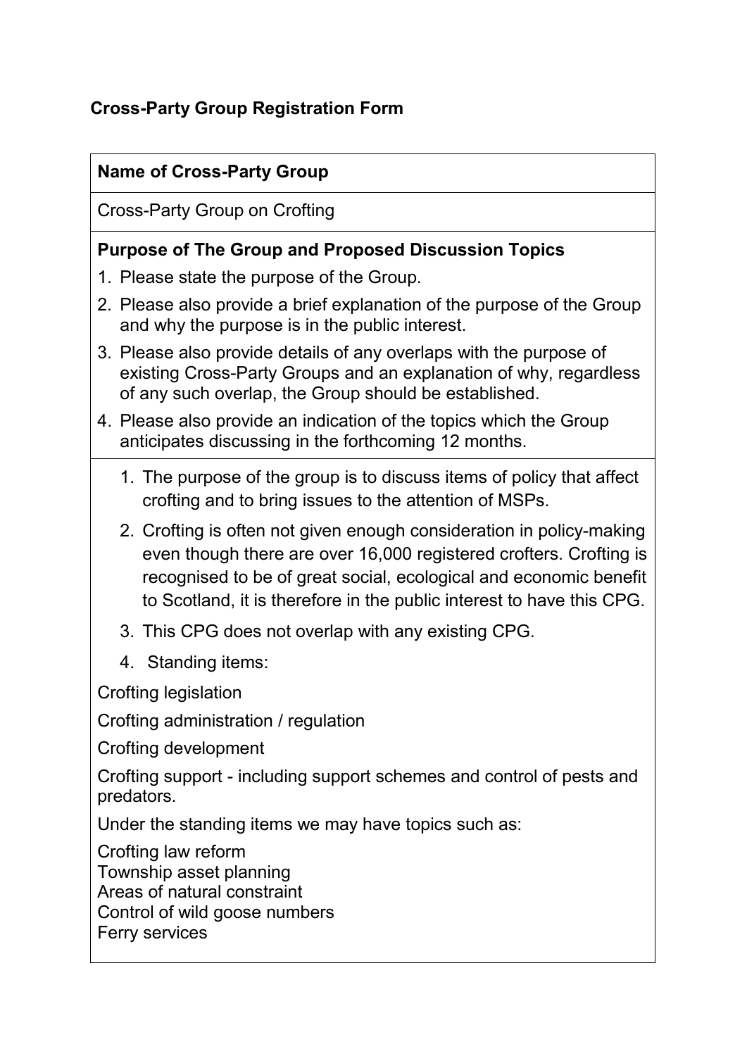## Cross-Party Group Registration Form

### Name of Cross-Party Group

Cross-Party Group on Crofting

### Purpose of The Group and Proposed Discussion Topics

1. Please state the purpose of the Group.
2. Please also provide a brief explanation of the purpose of the Group and why the purpose is in the public interest.
3. Please also provide details of any overlaps with the purpose of existing Cross-Party Groups and an explanation of why, regardless of any such overlap, the Group should be established.
4. Please also provide an indication of the topics which the Group anticipates discussing in the forthcoming 12 months.

---

1. The purpose of the group is to discuss items of policy that affect crofting and to bring issues to the attention of MSPs.
2. Crofting is often not given enough consideration in policy-making even though there are over 16,000 registered crofters. Crofting is recognised to be of great social, ecological and economic benefit to Scotland, it is therefore in the public interest to have this CPG.
3. This CPG does not overlap with any existing CPG.
4. Standing items:

Crofting legislation

Crofting administration / regulation

Crofting development

Crofting support - including support schemes and control of pests and predators.

Under the standing items we may have topics such as:

Crofting law reform  
Township asset planning  
Areas of natural constraint  
Control of wild goose numbers  
Ferry services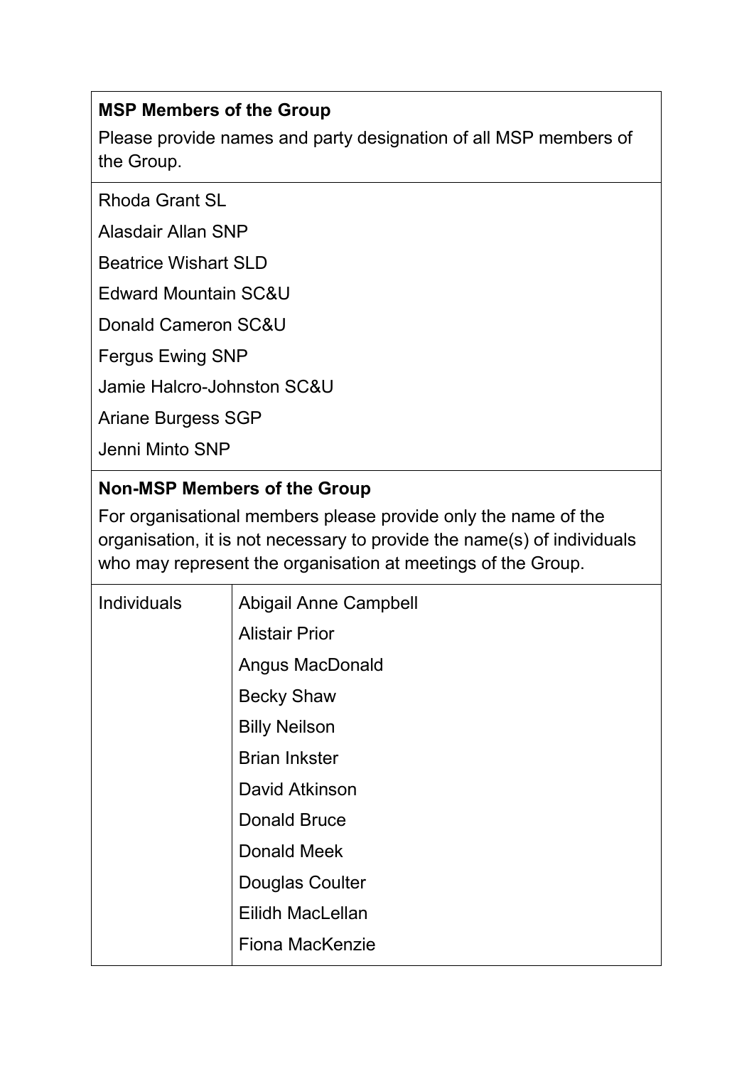**MSP Members of the Group**

Please provide names and party designation of all MSP members of the Group.

Rhoda Grant SL

Alasdair Allan SNP

Beatrice Wishart SLD

Edward Mountain SC&U

Donald Cameron SC&U

Fergus Ewing SNP

Jamie Halcro-Johnston SC&U

Ariane Burgess SGP

Jenni Minto SNP

**Non-MSP Members of the Group**

For organisational members please provide only the name of the organisation, it is not necessary to provide the name(s) of individuals who may represent the organisation at meetings of the Group.

| Individuals | Abigail Anne Campbell |
|---|---|
| | Alistair Prior |
| | Angus MacDonald |
| | Becky Shaw |
| | Billy Neilson |
| | Brian Inkster |
| | David Atkinson |
| | Donald Bruce |
| | Donald Meek |
| | Douglas Coulter |
| | Eilidh MacLellan |
| | Fiona MacKenzie |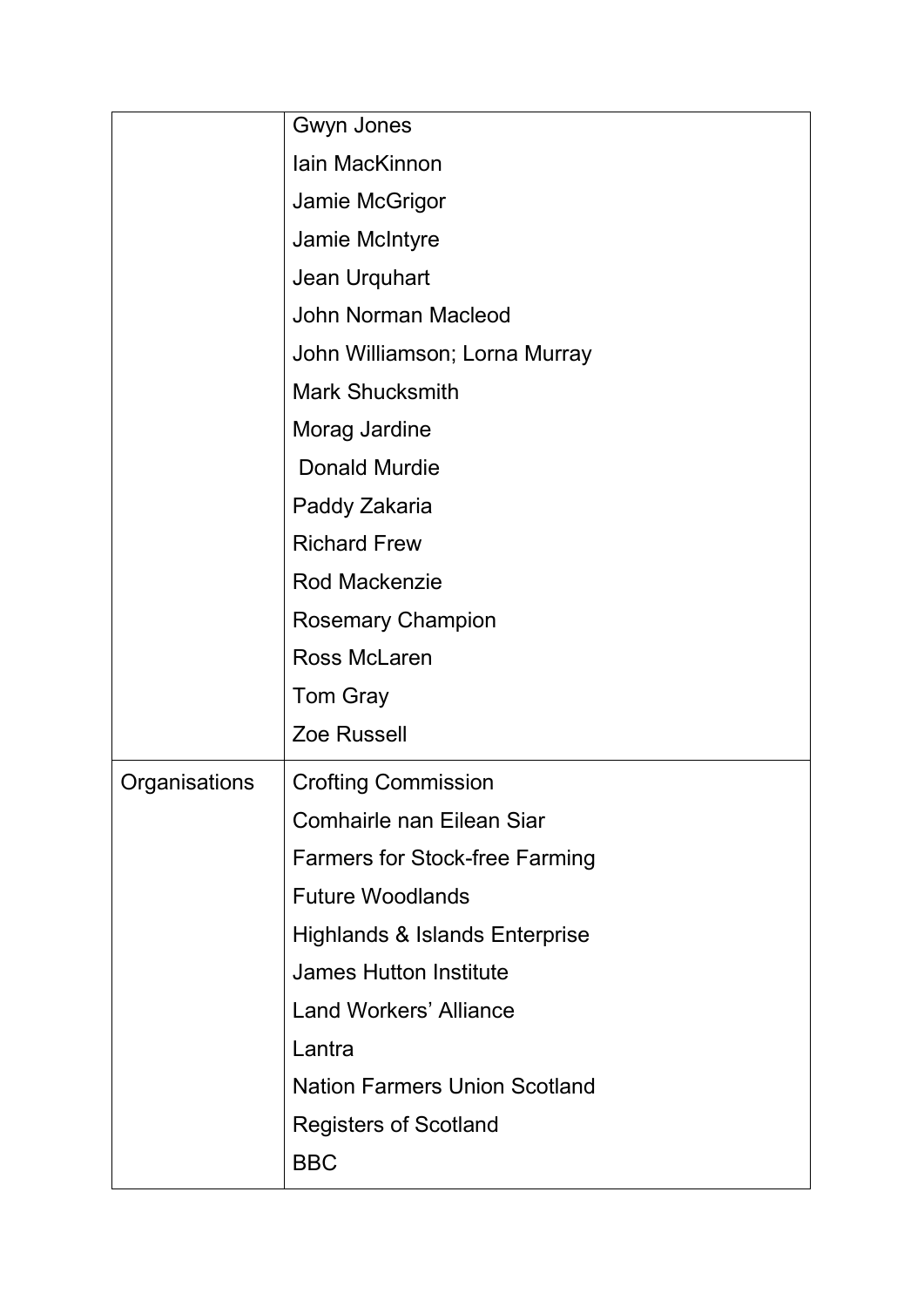| | |
|---|---|
| | Gwyn Jones |
| | Iain MacKinnon |
| | Jamie McGrigor |
| | Jamie McIntyre |
| | Jean Urquhart |
| | John Norman Macleod |
| | John Williamson; Lorna Murray |
| | Mark Shucksmith |
| | Morag Jardine |
| | Donald Murdie |
| | Paddy Zakaria |
| | Richard Frew |
| | Rod Mackenzie |
| | Rosemary Champion |
| | Ross McLaren |
| | Tom Gray |
| | Zoe Russell |
| Organisations | Crofting Commission |
| | Comhairle nan Eilean Siar |
| | Farmers for Stock-free Farming |
| | Future Woodlands |
| | Highlands & Islands Enterprise |
| | James Hutton Institute |
| | Land Workers' Alliance |
| | Lantra |
| | Nation Farmers Union Scotland |
| | Registers of Scotland |
| | BBC |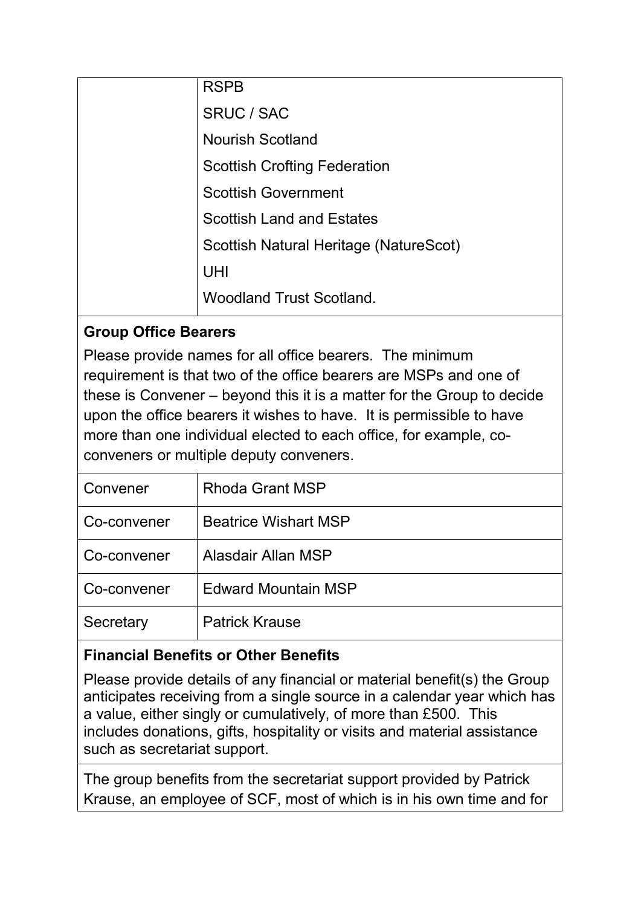| | RSPB<br>SRUC / SAC<br>Nourish Scotland<br>Scottish Crofting Federation<br>Scottish Government<br>Scottish Land and Estates<br>Scottish Natural Heritage (NatureScot)<br>UHI<br>Woodland Trust Scotland. |
|---|---|

**Group Office Bearers**

Please provide names for all office bearers. The minimum requirement is that two of the office bearers are MSPs and one of these is Convener – beyond this it is a matter for the Group to decide upon the office bearers it wishes to have. It is permissible to have more than one individual elected to each office, for example, co-conveners or multiple deputy conveners.

| | |
|---|---|
| Convener | Rhoda Grant MSP |
| Co-convener | Beatrice Wishart MSP |
| Co-convener | Alasdair Allan MSP |
| Co-convener | Edward Mountain MSP |
| Secretary | Patrick Krause |

**Financial Benefits or Other Benefits**

Please provide details of any financial or material benefit(s) the Group anticipates receiving from a single source in a calendar year which has a value, either singly or cumulatively, of more than £500. This includes donations, gifts, hospitality or visits and material assistance such as secretariat support.

The group benefits from the secretariat support provided by Patrick Krause, an employee of SCF, most of which is in his own time and for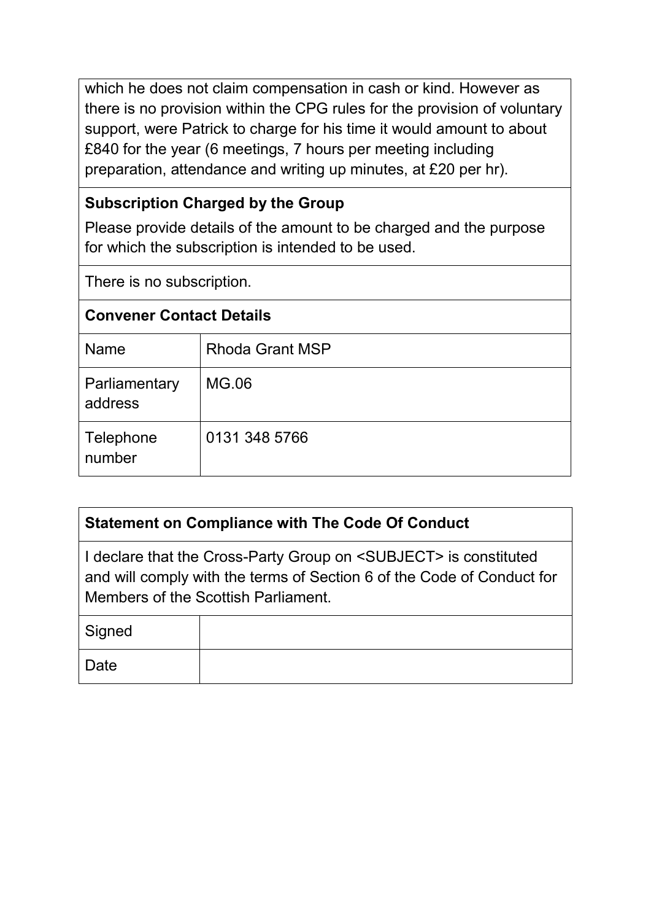which he does not claim compensation in cash or kind. However as there is no provision within the CPG rules for the provision of voluntary support, were Patrick to charge for his time it would amount to about £840 for the year (6 meetings, 7 hours per meeting including preparation, attendance and writing up minutes, at £20 per hr).

**Subscription Charged by the Group**

Please provide details of the amount to be charged and the purpose for which the subscription is intended to be used.

There is no subscription.

**Convener Contact Details**

| | |
|---|---|
| Name | Rhoda Grant MSP |
| Parliamentary address | MG.06 |
| Telephone number | 0131 348 5766 |

**Statement on Compliance with The Code Of Conduct**

I declare that the Cross-Party Group on <SUBJECT> is constituted and will comply with the terms of Section 6 of the Code of Conduct for Members of the Scottish Parliament.

| | |
|---|---|
| Signed | |
| Date | |